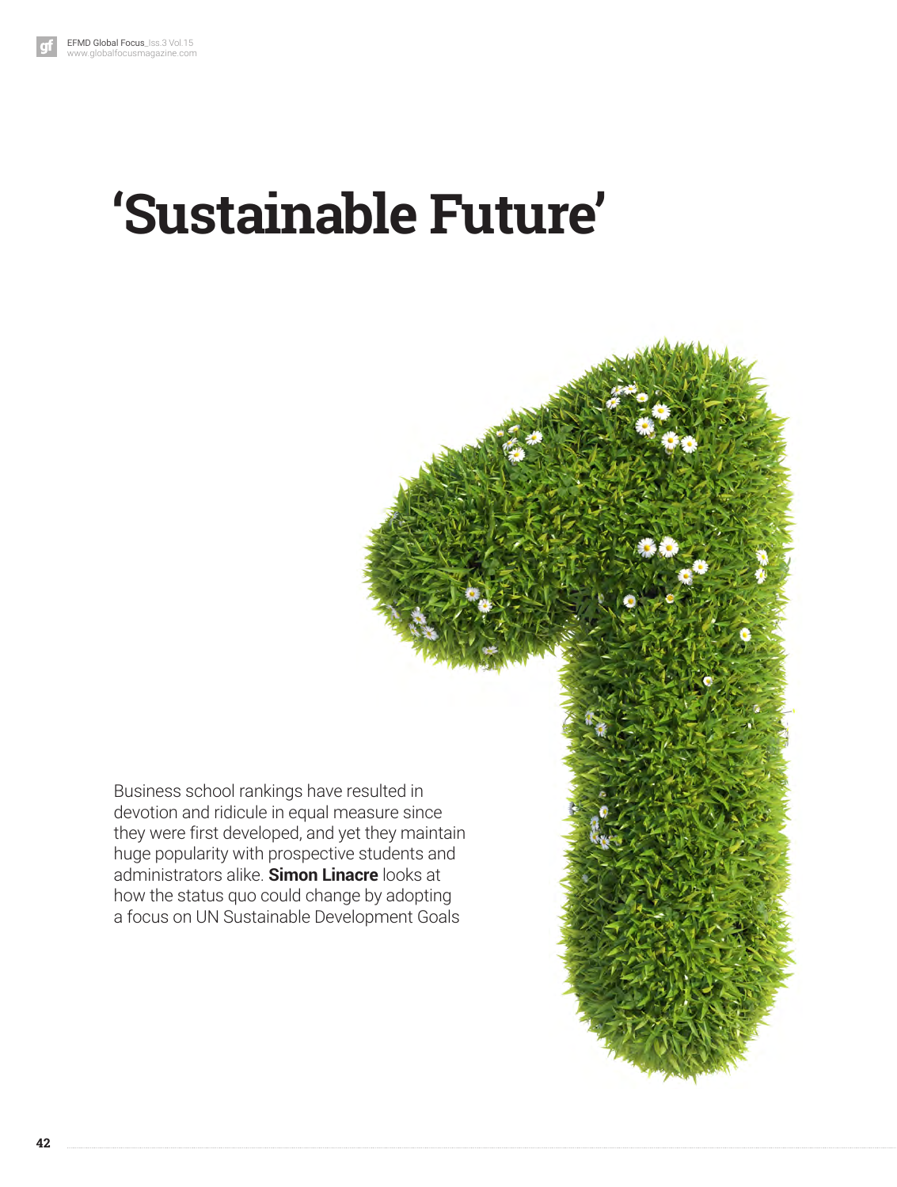# 'Sustainable Future'

Business school rankings have resulted in devotion and ridicule in equal measure since they were first developed, and yet they maintain huge popularity with prospective students and administrators alike. **Simon Linacre** looks at how the status quo could change by adopting a focus on UN Sustainable Development Goals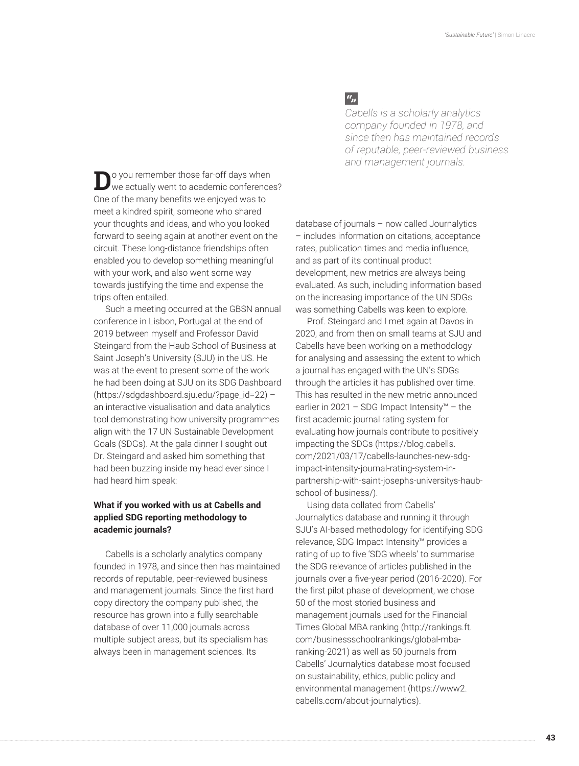> *Cabells is a scholarly analytics company founded in 1978, and since then has maintained records of reputable, peer-reviewed business and management journals.*

Do you remember those far-off days when we actually went to academic conferences? One of the many benefits we enjoyed was to meet a kindred spirit, someone who shared your thoughts and ideas, and who you looked forward to seeing again at another event on the circuit. These long-distance friendships often enabled you to develop something meaningful with your work, and also went some way towards justifying the time and expense the trips often entailed.

Such a meeting occurred at the GBSN annual conference in Lisbon, Portugal at the end of 2019 between myself and Professor David Steingard from the Haub School of Business at Saint Joseph's University (SJU) in the US. He was at the event to present some of the work he had been doing at SJU on its SDG Dashboard (https://sdgdashboard.sju.edu/?page_id=22) – an interactive visualisation and data analytics tool demonstrating how university programmes align with the 17 UN Sustainable Development Goals (SDGs). At the gala dinner I sought out Dr. Steingard and asked him something that had been buzzing inside my head ever since I had heard him speak:

**What if you worked with us at Cabells and applied SDG reporting methodology to academic journals?**

Cabells is a scholarly analytics company founded in 1978, and since then has maintained records of reputable, peer-reviewed business and management journals. Since the first hard copy directory the company published, the resource has grown into a fully searchable database of over 11,000 journals across multiple subject areas, but its specialism has always been in management sciences. Its database of journals – now called Journalytics – includes information on citations, acceptance rates, publication times and media influence, and as part of its continual product development, new metrics are always being evaluated. As such, including information based on the increasing importance of the UN SDGs was something Cabells was keen to explore.

Prof. Steingard and I met again at Davos in 2020, and from then on small teams at SJU and Cabells have been working on a methodology for analysing and assessing the extent to which a journal has engaged with the UN's SDGs through the articles it has published over time. This has resulted in the new metric announced earlier in 2021 – SDG Impact Intensity™ – the first academic journal rating system for evaluating how journals contribute to positively impacting the SDGs (https://blog.cabells.com/2021/03/17/cabells-launches-new-sdg-impact-intensity-journal-rating-system-in-partnership-with-saint-josephs-universitys-haub-school-of-business/).

Using data collated from Cabells' Journalytics database and running it through SJU's AI-based methodology for identifying SDG relevance, SDG Impact Intensity™ provides a rating of up to five 'SDG wheels' to summarise the SDG relevance of articles published in the journals over a five-year period (2016-2020). For the first pilot phase of development, we chose 50 of the most storied business and management journals used for the Financial Times Global MBA ranking (http://rankings.ft.com/businessschoolrankings/global-mba-ranking-2021) as well as 50 journals from Cabells' Journalytics database most focused on sustainability, ethics, public policy and environmental management (https://www2.cabells.com/about-journalytics).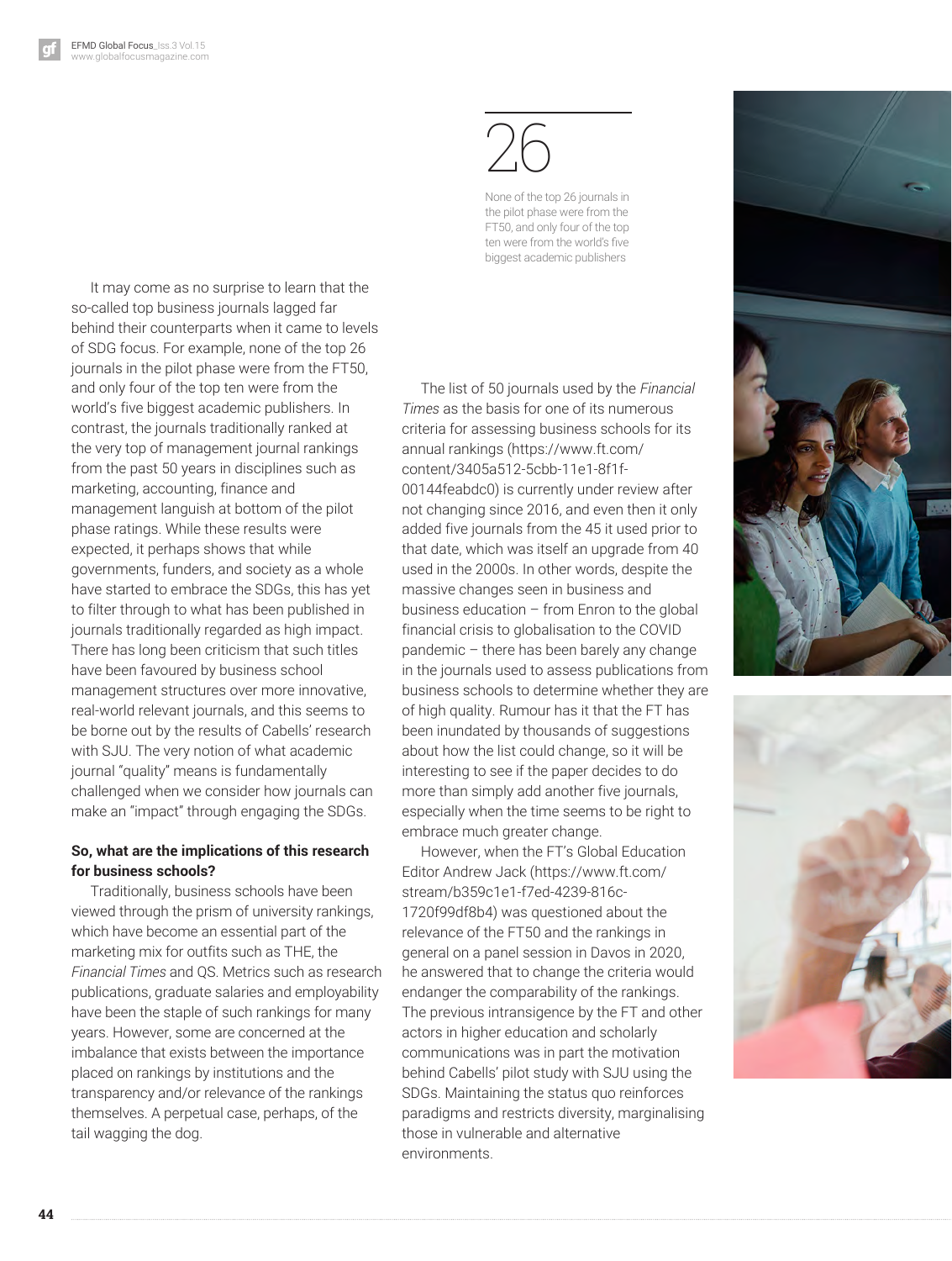26

None of the top 26 journals in the pilot phase were from the FT50, and only four of the top ten were from the world's five biggest academic publishers

It may come as no surprise to learn that the so-called top business journals lagged far behind their counterparts when it came to levels of SDG focus. For example, none of the top 26 journals in the pilot phase were from the FT50, and only four of the top ten were from the world's five biggest academic publishers. In contrast, the journals traditionally ranked at the very top of management journal rankings from the past 50 years in disciplines such as marketing, accounting, finance and management languish at bottom of the pilot phase ratings. While these results were expected, it perhaps shows that while governments, funders, and society as a whole have started to embrace the SDGs, this has yet to filter through to what has been published in journals traditionally regarded as high impact. There has long been criticism that such titles have been favoured by business school management structures over more innovative, real-world relevant journals, and this seems to be borne out by the results of Cabells' research with SJU. The very notion of what academic journal "quality" means is fundamentally challenged when we consider how journals can make an "impact" through engaging the SDGs.

**So, what are the implications of this research for business schools?**

Traditionally, business schools have been viewed through the prism of university rankings, which have become an essential part of the marketing mix for outfits such as THE, the *Financial Times* and QS. Metrics such as research publications, graduate salaries and employability have been the staple of such rankings for many years. However, some are concerned at the imbalance that exists between the importance placed on rankings by institutions and the transparency and/or relevance of the rankings themselves. A perpetual case, perhaps, of the tail wagging the dog.

The list of 50 journals used by the *Financial Times* as the basis for one of its numerous criteria for assessing business schools for its annual rankings (https://www.ft.com/content/3405a512-5cbb-11e1-8f1f-00144feabdc0) is currently under review after not changing since 2016, and even then it only added five journals from the 45 it used prior to that date, which was itself an upgrade from 40 used in the 2000s. In other words, despite the massive changes seen in business and business education – from Enron to the global financial crisis to globalisation to the COVID pandemic – there has been barely any change in the journals used to assess publications from business schools to determine whether they are of high quality. Rumour has it that the FT has been inundated by thousands of suggestions about how the list could change, so it will be interesting to see if the paper decides to do more than simply add another five journals, especially when the time seems to be right to embrace much greater change.

However, when the FT's Global Education Editor Andrew Jack (https://www.ft.com/stream/b359c1e1-f7ed-4239-816c-1720f99df8b4) was questioned about the relevance of the FT50 and the rankings in general on a panel session in Davos in 2020, he answered that to change the criteria would endanger the comparability of the rankings. The previous intransigence by the FT and other actors in higher education and scholarly communications was in part the motivation behind Cabells' pilot study with SJU using the SDGs. Maintaining the status quo reinforces paradigms and restricts diversity, marginalising those in vulnerable and alternative environments.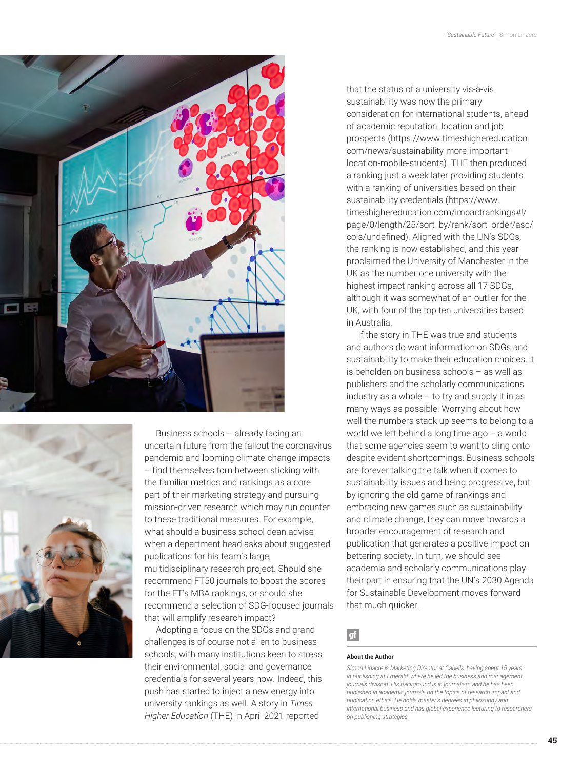Business schools – already facing an uncertain future from the fallout the coronavirus pandemic and looming climate change impacts – find themselves torn between sticking with the familiar metrics and rankings as a core part of their marketing strategy and pursuing mission-driven research which may run counter to these traditional measures. For example, what should a business school dean advise when a department head asks about suggested publications for his team's large, multidisciplinary research project. Should she recommend FT50 journals to boost the scores for the FT's MBA rankings, or should she recommend a selection of SDG-focused journals that will amplify research impact?

Adopting a focus on the SDGs and grand challenges is of course not alien to business schools, with many institutions keen to stress their environmental, social and governance credentials for several years now. Indeed, this push has started to inject a new energy into university rankings as well. A story in *Times Higher Education* (THE) in April 2021 reported that the status of a university vis-à-vis sustainability was now the primary consideration for international students, ahead of academic reputation, location and job prospects (https://www.timeshighereducation.com/news/sustainability-more-important-location-mobile-students). THE then produced a ranking just a week later providing students with a ranking of universities based on their sustainability credentials (https://www.timeshighereducation.com/impactrankings#!/page/0/length/25/sort_by/rank/sort_order/asc/cols/undefined). Aligned with the UN's SDGs, the ranking is now established, and this year proclaimed the University of Manchester in the UK as the number one university with the highest impact ranking across all 17 SDGs, although it was somewhat of an outlier for the UK, with four of the top ten universities based in Australia.

If the story in THE was true and students and authors do want information on SDGs and sustainability to make their education choices, it is beholden on business schools – as well as publishers and the scholarly communications industry as a whole – to try and supply it in as many ways as possible. Worrying about how well the numbers stack up seems to belong to a world we left behind a long time ago – a world that some agencies seem to want to cling onto despite evident shortcomings. Business schools are forever talking the talk when it comes to sustainability issues and being progressive, but by ignoring the old game of rankings and embracing new games such as sustainability and climate change, they can move towards a broader encouragement of research and publication that generates a positive impact on bettering society. In turn, we should see academia and scholarly communications play their part in ensuring that the UN's 2030 Agenda for Sustainable Development moves forward that much quicker.

gf

**About the Author**

*Simon Linacre is Marketing Director at Cabells, having spent 15 years in publishing at Emerald, where he led the business and management journals division. His background is in journalism and he has been published in academic journals on the topics of research impact and publication ethics. He holds master's degrees in philosophy and international business and has global experience lecturing to researchers on publishing strategies.*